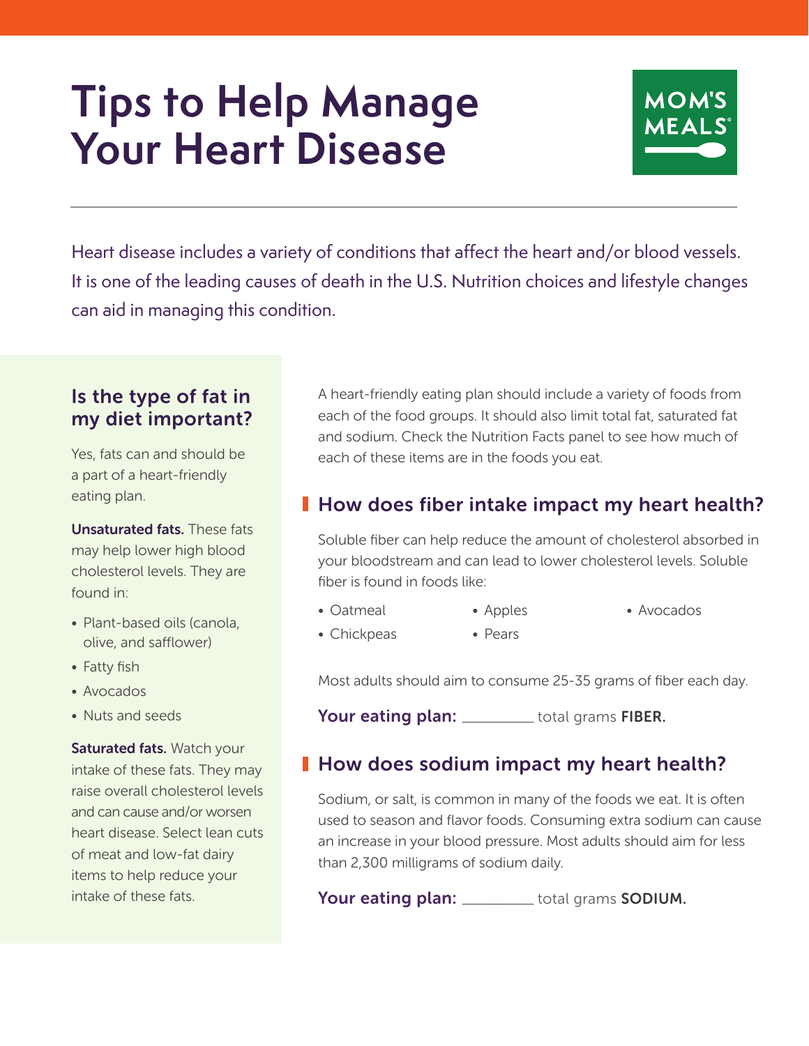# Tips to Help Manage Your Heart Disease

MOM'S MEALS

Heart disease includes a variety of conditions that affect the heart and/or blood vessels. It is one of the leading causes of death in the U.S. Nutrition choices and lifestyle changes can aid in managing this condition.

## Is the type of fat in my diet important?

Yes, fats can and should be a part of a heart-friendly eating plan.

**Unsaturated fats.** These fats may help lower high blood cholesterol levels. They are found in:

- Plant-based oils (canola, olive, and safflower)
- Fatty fish
- Avocados
- Nuts and seeds

**Saturated fats.** Watch your intake of these fats. They may raise overall cholesterol levels and can cause and/or worsen heart disease. Select lean cuts of meat and low-fat dairy items to help reduce your intake of these fats.

A heart-friendly eating plan should include a variety of foods from each of the food groups. It should also limit total fat, saturated fat and sodium. Check the Nutrition Facts panel to see how much of each of these items are in the foods you eat.

## How does fiber intake impact my heart health?

Soluble fiber can help reduce the amount of cholesterol absorbed in your bloodstream and can lead to lower cholesterol levels. Soluble fiber is found in foods like:

- Oatmeal
- Chickpeas
- Apples
- Pears
- Avocados

Most adults should aim to consume 25-35 grams of fiber each day.

**Your eating plan:** _________ total grams **FIBER.**

## How does sodium impact my heart health?

Sodium, or salt, is common in many of the foods we eat. It is often used to season and flavor foods. Consuming extra sodium can cause an increase in your blood pressure. Most adults should aim for less than 2,300 milligrams of sodium daily.

**Your eating plan:** _________ total grams **SODIUM.**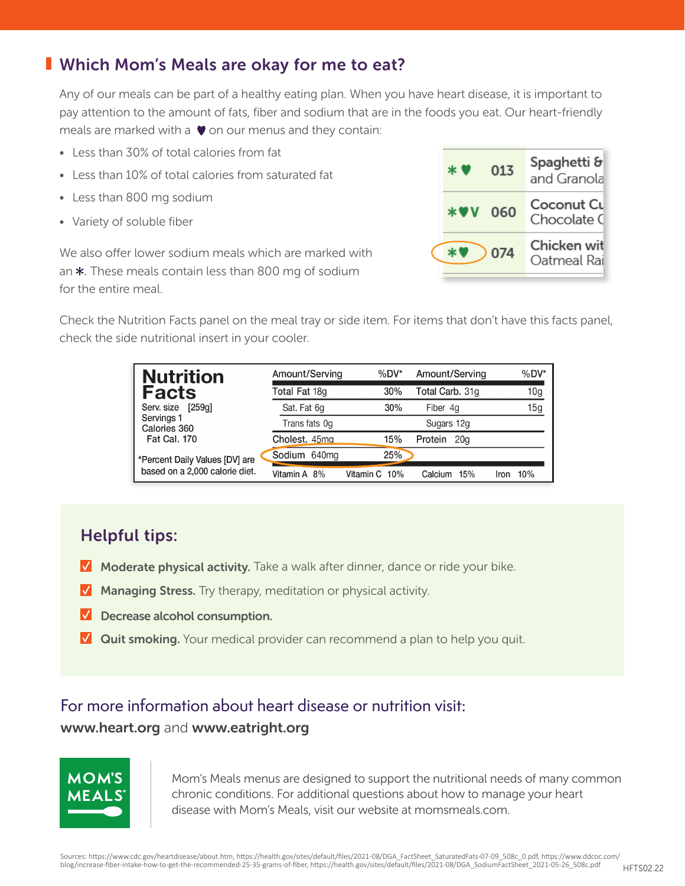## Which Mom's Meals are okay for me to eat?

Any of our meals can be part of a healthy eating plan. When you have heart disease, it is important to pay attention to the amount of fats, fiber and sodium that are in the foods you eat. Our heart-friendly meals are marked with a ♥ on our menus and they contain:

- Less than 30% of total calories from fat
- Less than 10% of total calories from saturated fat
- Less than 800 mg sodium
- Variety of soluble fiber

We also offer lower sodium meals which are marked with an ✱. These meals contain less than 800 mg of sodium for the entire meal.

| | | |
|---|---|---|
| ✱♥ | 013 | Spaghetti & and Granola |
| ✱♥V | 060 | Coconut Cu Chocolate C |
| ✱♥ | 074 | Chicken wit Oatmeal Rai |

Check the Nutrition Facts panel on the meal tray or side item. For items that don't have this facts panel, check the side nutritional insert in your cooler.

**Nutrition Facts**

Serv. size [259g]
Servings 1
Calories 360
Fat Cal. 170

*Percent Daily Values [DV] are based on a 2,000 calorie diet.

| Amount/Serving | %DV* | Amount/Serving | %DV* |
|---|---|---|---|
| Total Fat 18g | 30% | Total Carb. 31g | 10g |
| Sat. Fat 6g | 30% | Fiber 4g | 15g |
| Trans fats 0g | | Sugars 12g | |
| Cholest. 45mg | 15% | Protein 20g | |
| Sodium 640mg | 25% | | |
| Vitamin A 8% | Vitamin C 10% | Calcium 15% | Iron 10% |

### Helpful tips:

- **Moderate physical activity.** Take a walk after dinner, dance or ride your bike.
- **Managing Stress.** Try therapy, meditation or physical activity.
- **Decrease alcohol consumption.**
- **Quit smoking.** Your medical provider can recommend a plan to help you quit.

## For more information about heart disease or nutrition visit:

**www.heart.org** and **www.eatright.org**

MOM'S MEALS

Mom's Meals menus are designed to support the nutritional needs of many common chronic conditions. For additional questions about how to manage your heart disease with Mom's Meals, visit our website at momsmeals.com.

Sources: https://www.cdc.gov/heartdisease/about.htm, https://health.gov/sites/default/files/2021-08/DGA_FactSheet_SaturatedFats-07-09_508c_0.pdf, https://www.ddcoc.com/blog/increase-fiber-intake-how-to-get-the-recommended-25-35-grams-of-fiber, https://health.gov/sites/default/files/2021-08/DGA_SodiumFactSheet_2021-05-26_508c.pdf

HFTS02.22